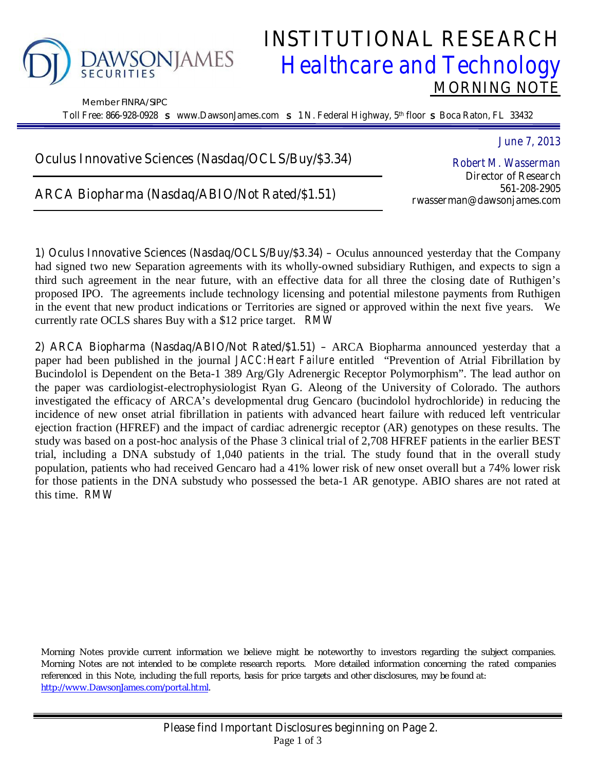# INSTITUTIONAL RESEARCH
## Healthcare and Technology
### MORNING NOTE

DAWSONJAMES SECURITIES

Member FINRA/SIPC

Toll Free: 866-928-0928 s www.DawsonJames.com s 1 N. Federal Highway, 5th floor s Boca Raton, FL 33432

June 7, 2013

**Oculus Innovative Sciences (Nasdaq/OCLS/Buy/$3.34)**

**ARCA Biopharma (Nasdaq/ABIO/Not Rated/$1.51)**

Robert M. Wasserman
Director of Research
561-208-2905
rwasserman@dawsonjames.com

**1) Oculus Innovative Sciences (Nasdaq/OCLS/Buy/$3.34)** – Oculus announced yesterday that the Company had signed two new Separation agreements with its wholly-owned subsidiary Ruthigen, and expects to sign a third such agreement in the near future, with an effective data for all three the closing date of Ruthigen's proposed IPO. The agreements include technology licensing and potential milestone payments from Ruthigen in the event that new product indications or Territories are signed or approved within the next five years. We currently rate OCLS shares Buy with a $12 price target. RMW

**2) ARCA Biopharma (Nasdaq/ABIO/Not Rated/$1.51)** – ARCA Biopharma announced yesterday that a paper had been published in the journal *JACC:Heart Failure* entitled "Prevention of Atrial Fibrillation by Bucindolol is Dependent on the Beta-1 389 Arg/Gly Adrenergic Receptor Polymorphism". The lead author on the paper was cardiologist-electrophysiologist Ryan G. Aleong of the University of Colorado. The authors investigated the efficacy of ARCA's developmental drug Gencaro (bucindolol hydrochloride) in reducing the incidence of new onset atrial fibrillation in patients with advanced heart failure with reduced left ventricular ejection fraction (HFREF) and the impact of cardiac adrenergic receptor (AR) genotypes on these results. The study was based on a post-hoc analysis of the Phase 3 clinical trial of 2,708 HFREF patients in the earlier BEST trial, including a DNA substudy of 1,040 patients in the trial. The study found that in the overall study population, patients who had received Gencaro had a 41% lower risk of new onset overall but a 74% lower risk for those patients in the DNA substudy who possessed the beta-1 AR genotype. ABIO shares are not rated at this time. RMW

Morning Notes provide current information we believe might be noteworthy to investors regarding the subject companies. Morning Notes are not intended to be complete research reports. More detailed information concerning the rated companies referenced in this Note, including the full reports, basis for price targets and other disclosures, may be found at: http://www.DawsonJames.com/portal.html.

Please find Important Disclosures beginning on Page 2.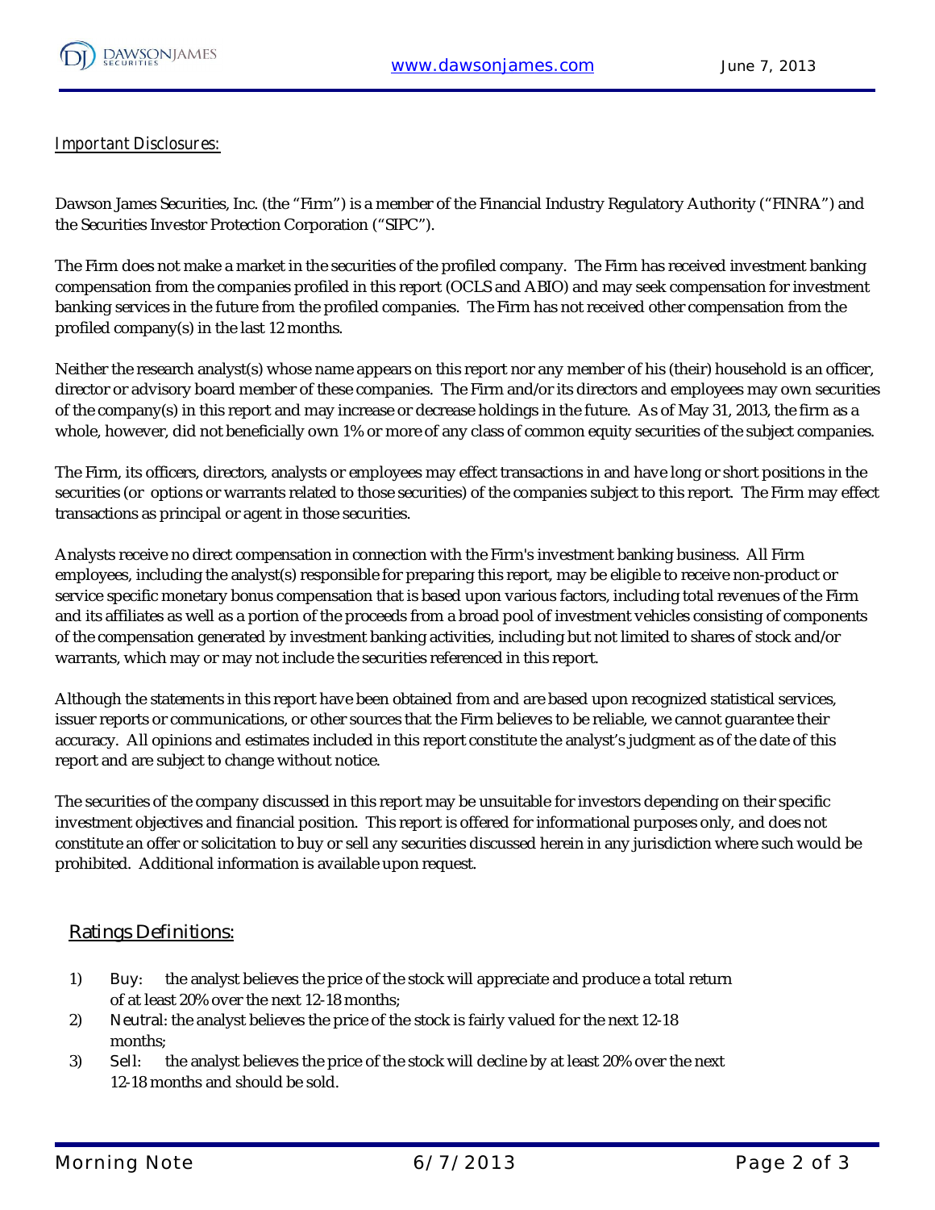## *Important Disclosures:*

Dawson James Securities, Inc. (the "Firm") is a member of the Financial Industry Regulatory Authority ("FINRA") and the Securities Investor Protection Corporation ("SIPC").

The Firm does not make a market in the securities of the profiled company. The Firm has received investment banking compensation from the companies profiled in this report (OCLS and ABIO) and may seek compensation for investment banking services in the future from the profiled companies. The Firm has not received other compensation from the profiled company(s) in the last 12 months.

Neither the research analyst(s) whose name appears on this report nor any member of his (their) household is an officer, director or advisory board member of these companies. The Firm and/or its directors and employees may own securities of the company(s) in this report and may increase or decrease holdings in the future. As of May 31, 2013, the firm as a whole, however, did not beneficially own 1% or more of any class of common equity securities of the subject companies.

The Firm, its officers, directors, analysts or employees may effect transactions in and have long or short positions in the securities (or options or warrants related to those securities) of the companies subject to this report. The Firm may effect transactions as principal or agent in those securities.

Analysts receive no direct compensation in connection with the Firm's investment banking business. All Firm employees, including the analyst(s) responsible for preparing this report, may be eligible to receive non-product or service specific monetary bonus compensation that is based upon various factors, including total revenues of the Firm and its affiliates as well as a portion of the proceeds from a broad pool of investment vehicles consisting of components of the compensation generated by investment banking activities, including but not limited to shares of stock and/or warrants, which may or may not include the securities referenced in this report.

Although the statements in this report have been obtained from and are based upon recognized statistical services, issuer reports or communications, or other sources that the Firm believes to be reliable, we cannot guarantee their accuracy. All opinions and estimates included in this report constitute the analyst's judgment as of the date of this report and are subject to change without notice.

The securities of the company discussed in this report may be unsuitable for investors depending on their specific investment objectives and financial position. This report is offered for informational purposes only, and does not constitute an offer or solicitation to buy or sell any securities discussed herein in any jurisdiction where such would be prohibited. Additional information is available upon request.

## Ratings Definitions:

1) Buy: the analyst believes the price of the stock will appreciate and produce a total return of at least 20% over the next 12-18 months;
2) Neutral: the analyst believes the price of the stock is fairly valued for the next 12-18 months;
3) Sell: the analyst believes the price of the stock will decline by at least 20% over the next 12-18 months and should be sold.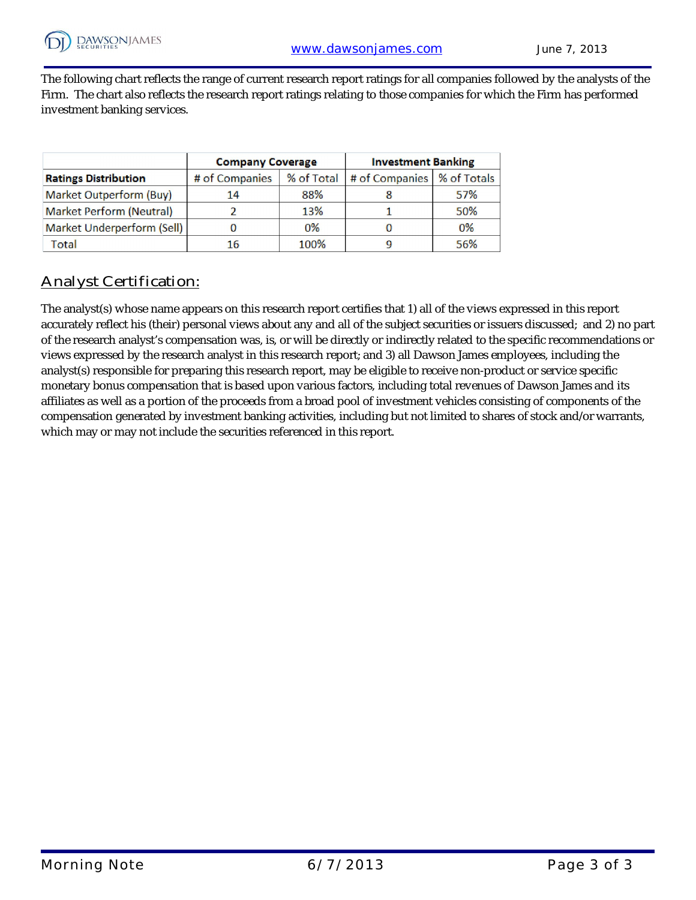The following chart reflects the range of current research report ratings for all companies followed by the analysts of the Firm. The chart also reflects the research report ratings relating to those companies for which the Firm has performed investment banking services.

| | Company Coverage | | Investment Banking | |
|---|---|---|---|---|
| **Ratings Distribution** | # of Companies | % of Total | # of Companies | % of Totals |
| Market Outperform (Buy) | 14 | 88% | 8 | 57% |
| Market Perform (Neutral) | 2 | 13% | 1 | 50% |
| Market Underperform (Sell) | 0 | 0% | 0 | 0% |
| Total | 16 | 100% | 9 | 56% |

## Analyst Certification:

The analyst(s) whose name appears on this research report certifies that 1) all of the views expressed in this report accurately reflect his (their) personal views about any and all of the subject securities or issuers discussed; and 2) no part of the research analyst's compensation was, is, or will be directly or indirectly related to the specific recommendations or views expressed by the research analyst in this research report; and 3) all Dawson James employees, including the analyst(s) responsible for preparing this research report, may be eligible to receive non-product or service specific monetary bonus compensation that is based upon various factors, including total revenues of Dawson James and its affiliates as well as a portion of the proceeds from a broad pool of investment vehicles consisting of components of the compensation generated by investment banking activities, including but not limited to shares of stock and/or warrants, which may or may not include the securities referenced in this report.